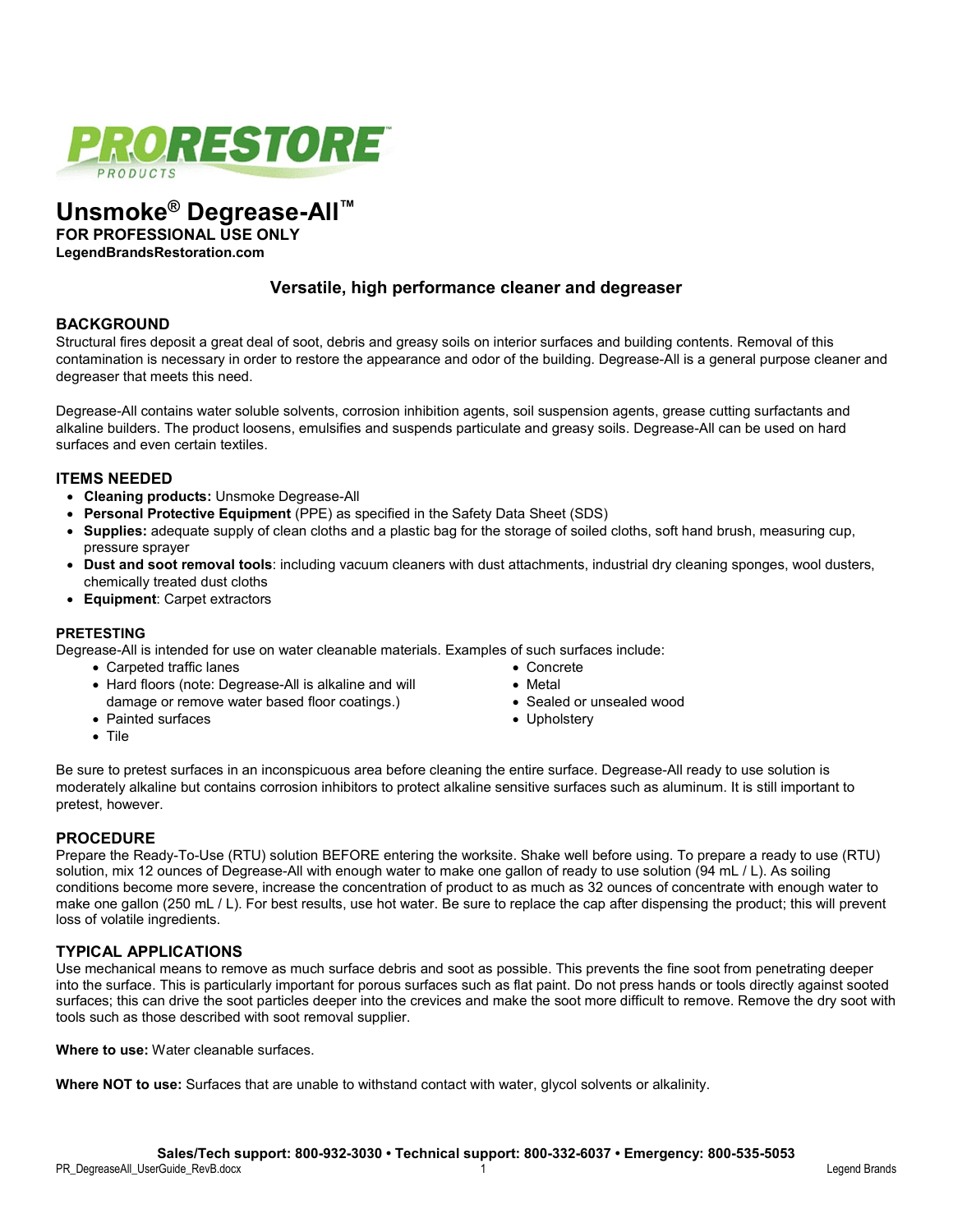PRORESTORE PRODUCTS

# Unsmoke® Degrease-All™

**FOR PROFESSIONAL USE ONLY**
**LegendBrandsRestoration.com**

### Versatile, high performance cleaner and degreaser

## BACKGROUND

Structural fires deposit a great deal of soot, debris and greasy soils on interior surfaces and building contents. Removal of this contamination is necessary in order to restore the appearance and odor of the building. Degrease-All is a general purpose cleaner and degreaser that meets this need.

Degrease-All contains water soluble solvents, corrosion inhibition agents, soil suspension agents, grease cutting surfactants and alkaline builders. The product loosens, emulsifies and suspends particulate and greasy soils. Degrease-All can be used on hard surfaces and even certain textiles.

## ITEMS NEEDED

- **Cleaning products:** Unsmoke Degrease-All
- **Personal Protective Equipment** (PPE) as specified in the Safety Data Sheet (SDS)
- **Supplies:** adequate supply of clean cloths and a plastic bag for the storage of soiled cloths, soft hand brush, measuring cup, pressure sprayer
- **Dust and soot removal tools**: including vacuum cleaners with dust attachments, industrial dry cleaning sponges, wool dusters, chemically treated dust cloths
- **Equipment**: Carpet extractors

### PRETESTING

Degrease-All is intended for use on water cleanable materials. Examples of such surfaces include:

- Carpeted traffic lanes
- Hard floors (note: Degrease-All is alkaline and will damage or remove water based floor coatings.)
- Painted surfaces
- Tile
- Concrete
- Metal
- Sealed or unsealed wood
- Upholstery

Be sure to pretest surfaces in an inconspicuous area before cleaning the entire surface. Degrease-All ready to use solution is moderately alkaline but contains corrosion inhibitors to protect alkaline sensitive surfaces such as aluminum. It is still important to pretest, however.

## PROCEDURE

Prepare the Ready-To-Use (RTU) solution BEFORE entering the worksite. Shake well before using. To prepare a ready to use (RTU) solution, mix 12 ounces of Degrease-All with enough water to make one gallon of ready to use solution (94 mL / L). As soiling conditions become more severe, increase the concentration of product to as much as 32 ounces of concentrate with enough water to make one gallon (250 mL / L). For best results, use hot water. Be sure to replace the cap after dispensing the product; this will prevent loss of volatile ingredients.

## TYPICAL APPLICATIONS

Use mechanical means to remove as much surface debris and soot as possible. This prevents the fine soot from penetrating deeper into the surface. This is particularly important for porous surfaces such as flat paint. Do not press hands or tools directly against sooted surfaces; this can drive the soot particles deeper into the crevices and make the soot more difficult to remove. Remove the dry soot with tools such as those described with soot removal supplier.

**Where to use:** Water cleanable surfaces.

**Where NOT to use:** Surfaces that are unable to withstand contact with water, glycol solvents or alkalinity.

**Sales/Tech support: 800-932-3030 • Technical support: 800-332-6037 • Emergency: 800-535-5053**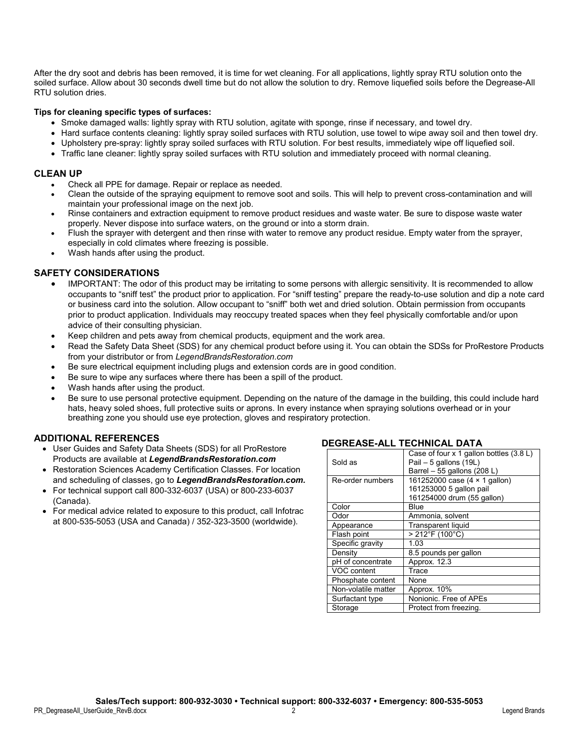After the dry soot and debris has been removed, it is time for wet cleaning. For all applications, lightly spray RTU solution onto the soiled surface. Allow about 30 seconds dwell time but do not allow the solution to dry. Remove liquefied soils before the Degrease-All RTU solution dries.

**Tips for cleaning specific types of surfaces:**

- Smoke damaged walls: lightly spray with RTU solution, agitate with sponge, rinse if necessary, and towel dry.
- Hard surface contents cleaning: lightly spray soiled surfaces with RTU solution, use towel to wipe away soil and then towel dry.
- Upholstery pre-spray: lightly spray soiled surfaces with RTU solution. For best results, immediately wipe off liquefied soil.
- Traffic lane cleaner: lightly spray soiled surfaces with RTU solution and immediately proceed with normal cleaning.

## CLEAN UP

- Check all PPE for damage. Repair or replace as needed.
- Clean the outside of the spraying equipment to remove soot and soils. This will help to prevent cross-contamination and will maintain your professional image on the next job.
- Rinse containers and extraction equipment to remove product residues and waste water. Be sure to dispose waste water properly. Never dispose into surface waters, on the ground or into a storm drain.
- Flush the sprayer with detergent and then rinse with water to remove any product residue. Empty water from the sprayer, especially in cold climates where freezing is possible.
- Wash hands after using the product.

## SAFETY CONSIDERATIONS

- IMPORTANT: The odor of this product may be irritating to some persons with allergic sensitivity. It is recommended to allow occupants to "sniff test" the product prior to application. For "sniff testing" prepare the ready-to-use solution and dip a note card or business card into the solution. Allow occupant to "sniff" both wet and dried solution. Obtain permission from occupants prior to product application. Individuals may reoccupy treated spaces when they feel physically comfortable and/or upon advice of their consulting physician.
- Keep children and pets away from chemical products, equipment and the work area.
- Read the Safety Data Sheet (SDS) for any chemical product before using it. You can obtain the SDSs for ProRestore Products from your distributor or from *LegendBrandsRestoration.com*
- Be sure electrical equipment including plugs and extension cords are in good condition.
- Be sure to wipe any surfaces where there has been a spill of the product.
- Wash hands after using the product.
- Be sure to use personal protective equipment. Depending on the nature of the damage in the building, this could include hard hats, heavy soled shoes, full protective suits or aprons. In every instance when spraying solutions overhead or in your breathing zone you should use eye protection, gloves and respiratory protection.

## ADDITIONAL REFERENCES

- User Guides and Safety Data Sheets (SDS) for all ProRestore Products are available at ***LegendBrandsRestoration.com***
- Restoration Sciences Academy Certification Classes. For location and scheduling of classes, go to ***LegendBrandsRestoration.com.***
- For technical support call 800-332-6037 (USA) or 800-233-6037 (Canada).
- For medical advice related to exposure to this product, call Infotrac at 800-535-5053 (USA and Canada) / 352-323-3500 (worldwide).

## DEGREASE-ALL TECHNICAL DATA

| | |
|---|---|
| Sold as | Case of four x 1 gallon bottles (3.8 L)<br>Pail – 5 gallons (19L)<br>Barrel – 55 gallons (208 L) |
| Re-order numbers | 161252000 case (4 × 1 gallon)<br>161253000 5 gallon pail<br>161254000 drum (55 gallon) |
| Color | Blue |
| Odor | Ammonia, solvent |
| Appearance | Transparent liquid |
| Flash point | > 212°F (100°C) |
| Specific gravity | 1.03 |
| Density | 8.5 pounds per gallon |
| pH of concentrate | Approx. 12.3 |
| VOC content | Trace |
| Phosphate content | None |
| Non-volatile matter | Approx. 10% |
| Surfactant type | Nonionic. Free of APEs |
| Storage | Protect from freezing. |

**Sales/Tech support: 800-932-3030 • Technical support: 800-332-6037 • Emergency: 800-535-5053**